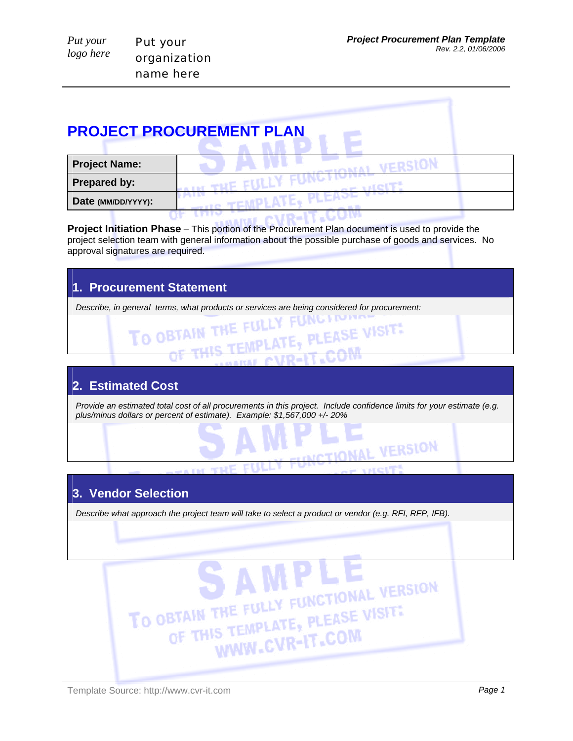Put your logo here

Put your organization name here

# PROJECT PROCUREMENT PLAN

| **Project Name:** | |
|---|---|
| **Prepared by:** | |
| **Date (MM/DD/YYYY):** | |

**Project Initiation Phase** – This portion of the Procurement Plan document is used to provide the project selection team with general information about the possible purchase of goods and services. No approval signatures are required.

## 1. Procurement Statement

*Describe, in general terms, what products or services are being considered for procurement:*

## 2. Estimated Cost

*Provide an estimated total cost of all procurements in this project. Include confidence limits for your estimate (e.g. plus/minus dollars or percent of estimate). Example: $1,567,000 +/- 20%*

## 3. Vendor Selection

*Describe what approach the project team will take to select a product or vendor (e.g. RFI, RFP, IFB).*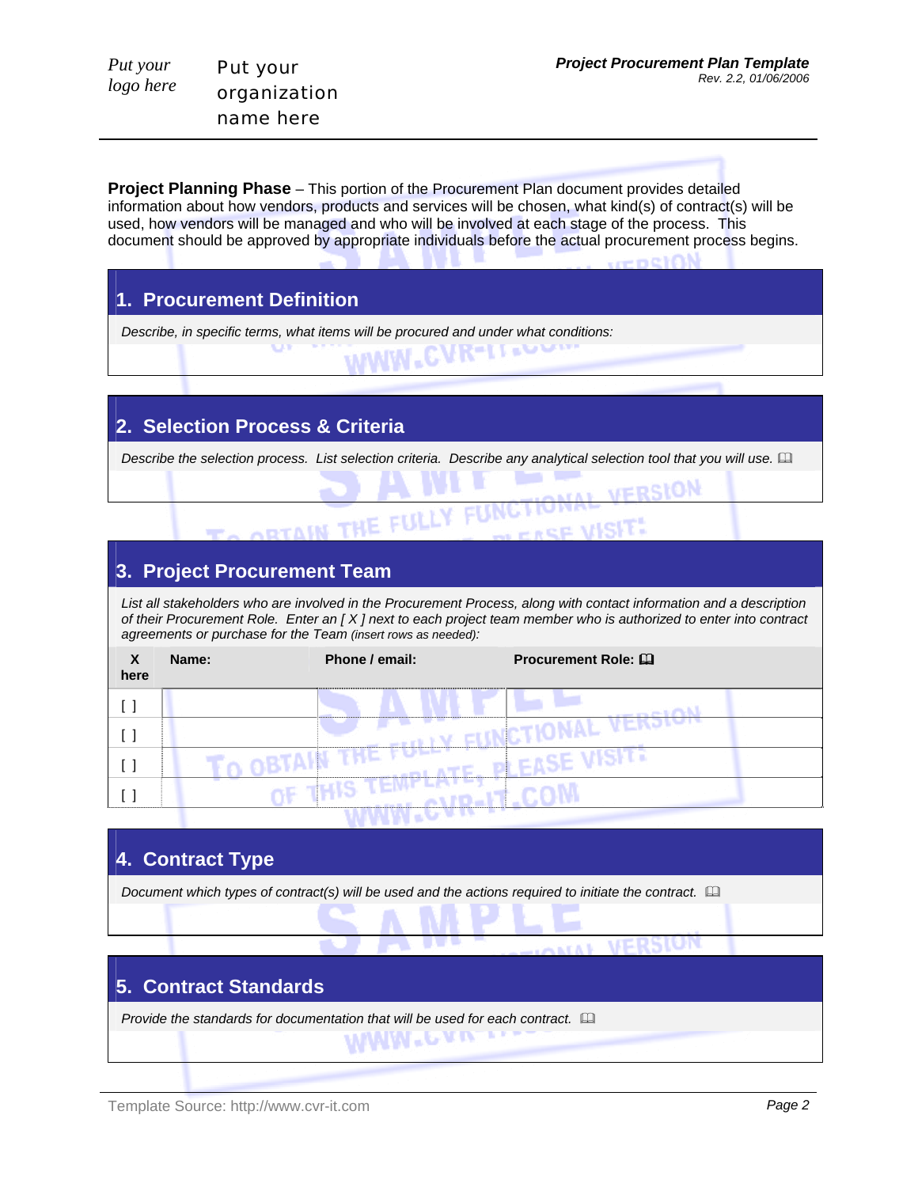**Project Planning Phase** – This portion of the Procurement Plan document provides detailed information about how vendors, products and services will be chosen, what kind(s) of contract(s) will be used, how vendors will be managed and who will be involved at each stage of the process. This document should be approved by appropriate individuals before the actual procurement process begins.

## 1. Procurement Definition

*Describe, in specific terms, what items will be procured and under what conditions:*

## 2. Selection Process & Criteria

*Describe the selection process. List selection criteria. Describe any analytical selection tool that you will use.* 📖

## 3. Project Procurement Team

*List all stakeholders who are involved in the Procurement Process, along with contact information and a description of their Procurement Role. Enter an [ X ] next to each project team member who is authorized to enter into contract agreements or purchase for the Team (insert rows as needed):*

| X here | Name: | Phone / email: | Procurement Role: 📖 |
|---|---|---|---|
| [ ] | | | |
| [ ] | | | |
| [ ] | | | |
| [ ] | | | |

## 4. Contract Type

*Document which types of contract(s) will be used and the actions required to initiate the contract.* 📖

## 5. Contract Standards

*Provide the standards for documentation that will be used for each contract.* 📖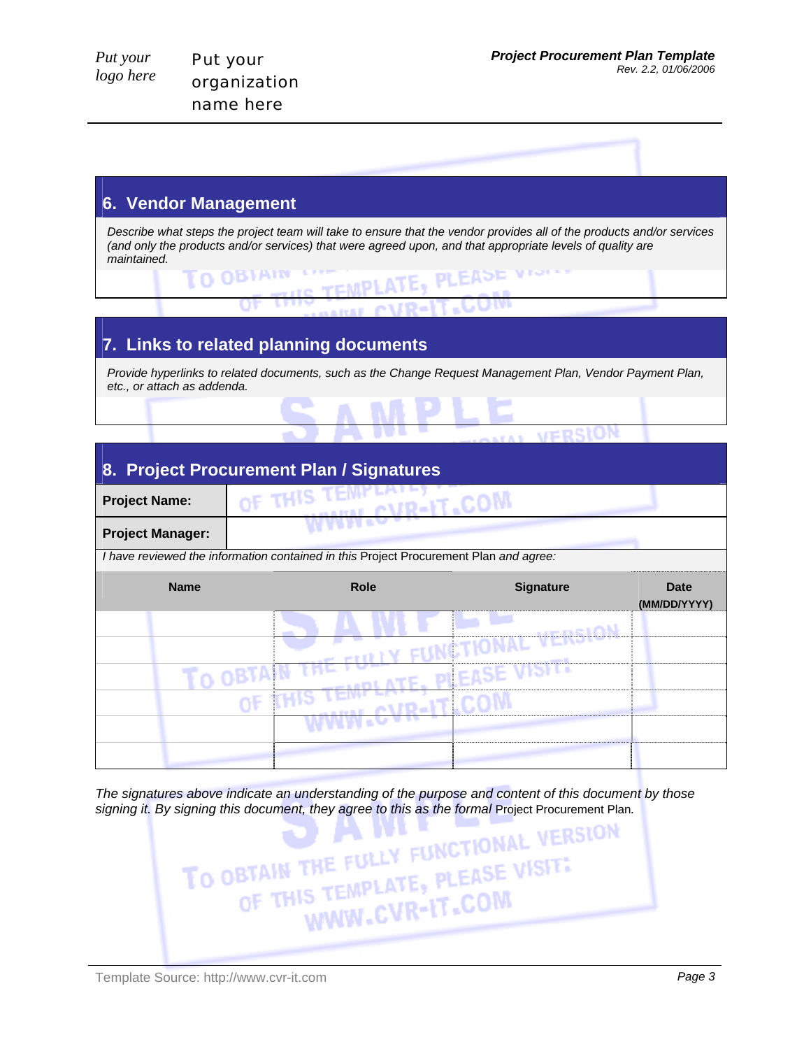## 6. Vendor Management

*Describe what steps the project team will take to ensure that the vendor provides all of the products and/or services (and only the products and/or services) that were agreed upon, and that appropriate levels of quality are maintained.*

## 7. Links to related planning documents

*Provide hyperlinks to related documents, such as the Change Request Management Plan, Vendor Payment Plan, etc., or attach as addenda.*

## 8. Project Procurement Plan / Signatures

| | |
|---|---|
| **Project Name:** | |
| **Project Manager:** | |

*I have reviewed the information contained in this* Project Procurement Plan *and agree:*

| Name | Role | Signature | Date (MM/DD/YYYY) |
|---|---|---|---|
| | | | |
| | | | |
| | | | |
| | | | |
| | | | |
| | | | |

*The signatures above indicate an understanding of the purpose and content of this document by those signing it. By signing this document, they agree to this as the formal* Project Procurement Plan*.*